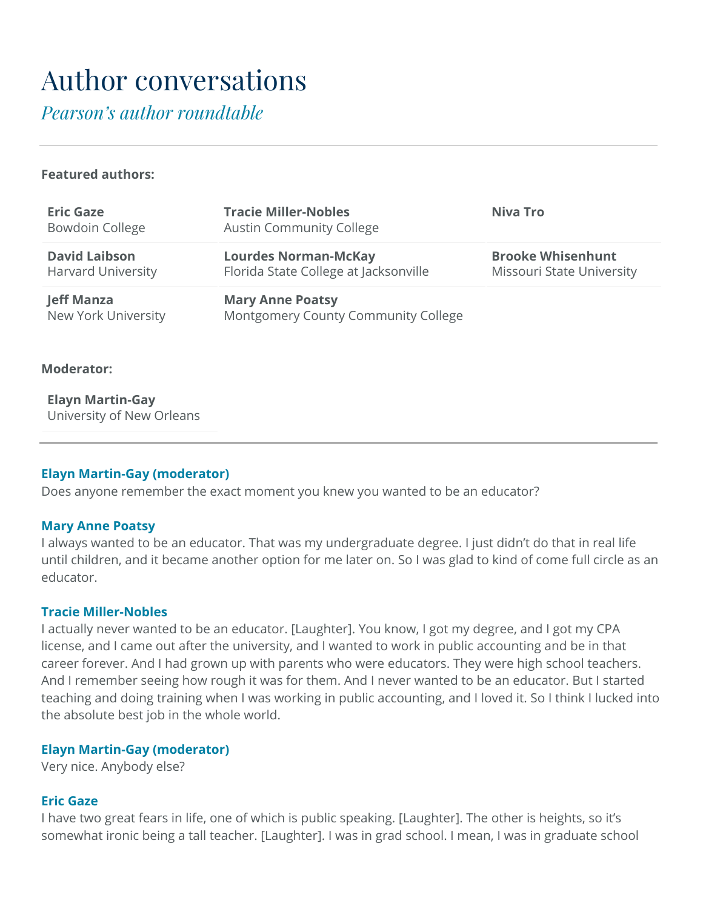# Author conversations

*Pearson's author roundtable*

---

**Featured authors:**

| | | |
|---|---|---|
| **Eric Gaze**<br>Bowdoin College | **Tracie Miller-Nobles**<br>Austin Community College | **Niva Tro** |
| **David Laibson**<br>Harvard University | **Lourdes Norman-McKay**<br>Florida State College at Jacksonville | **Brooke Whisenhunt**<br>Missouri State University |
| **Jeff Manza**<br>New York University | **Mary Anne Poatsy**<br>Montgomery County Community College | |

**Moderator:**

**Elayn Martin-Gay**
University of New Orleans

---

**Elayn Martin-Gay (moderator)**
Does anyone remember the exact moment you knew you wanted to be an educator?

**Mary Anne Poatsy**
I always wanted to be an educator. That was my undergraduate degree. I just didn't do that in real life until children, and it became another option for me later on. So I was glad to kind of come full circle as an educator.

**Tracie Miller-Nobles**
I actually never wanted to be an educator. [Laughter]. You know, I got my degree, and I got my CPA license, and I came out after the university, and I wanted to work in public accounting and be in that career forever. And I had grown up with parents who were educators. They were high school teachers. And I remember seeing how rough it was for them. And I never wanted to be an educator. But I started teaching and doing training when I was working in public accounting, and I loved it. So I think I lucked into the absolute best job in the whole world.

**Elayn Martin-Gay (moderator)**
Very nice. Anybody else?

**Eric Gaze**
I have two great fears in life, one of which is public speaking. [Laughter]. The other is heights, so it's somewhat ironic being a tall teacher. [Laughter]. I was in grad school. I mean, I was in graduate school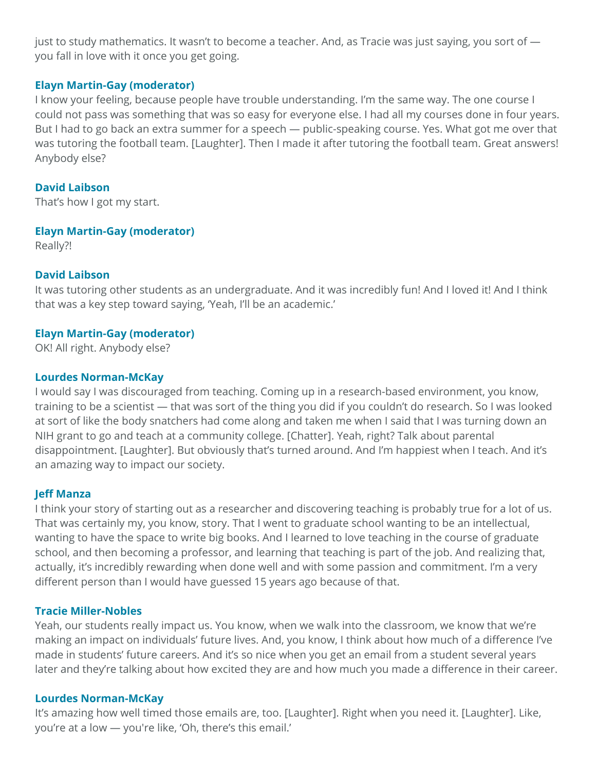just to study mathematics. It wasn't to become a teacher. And, as Tracie was just saying, you sort of — you fall in love with it once you get going.

**Elayn Martin-Gay (moderator)**
I know your feeling, because people have trouble understanding. I'm the same way. The one course I could not pass was something that was so easy for everyone else. I had all my courses done in four years. But I had to go back an extra summer for a speech — public-speaking course. Yes. What got me over that was tutoring the football team. [Laughter]. Then I made it after tutoring the football team. Great answers! Anybody else?

**David Laibson**
That's how I got my start.

**Elayn Martin-Gay (moderator)**
Really?!

**David Laibson**
It was tutoring other students as an undergraduate. And it was incredibly fun! And I loved it! And I think that was a key step toward saying, 'Yeah, I'll be an academic.'

**Elayn Martin-Gay (moderator)**
OK! All right. Anybody else?

**Lourdes Norman-McKay**
I would say I was discouraged from teaching. Coming up in a research-based environment, you know, training to be a scientist — that was sort of the thing you did if you couldn't do research. So I was looked at sort of like the body snatchers had come along and taken me when I said that I was turning down an NIH grant to go and teach at a community college. [Chatter]. Yeah, right? Talk about parental disappointment. [Laughter]. But obviously that's turned around. And I'm happiest when I teach. And it's an amazing way to impact our society.

**Jeff Manza**
I think your story of starting out as a researcher and discovering teaching is probably true for a lot of us. That was certainly my, you know, story. That I went to graduate school wanting to be an intellectual, wanting to have the space to write big books. And I learned to love teaching in the course of graduate school, and then becoming a professor, and learning that teaching is part of the job. And realizing that, actually, it's incredibly rewarding when done well and with some passion and commitment. I'm a very different person than I would have guessed 15 years ago because of that.

**Tracie Miller-Nobles**
Yeah, our students really impact us. You know, when we walk into the classroom, we know that we're making an impact on individuals' future lives. And, you know, I think about how much of a difference I've made in students' future careers. And it's so nice when you get an email from a student several years later and they're talking about how excited they are and how much you made a difference in their career.

**Lourdes Norman-McKay**
It's amazing how well timed those emails are, too. [Laughter]. Right when you need it. [Laughter]. Like, you're at a low — you're like, 'Oh, there's this email.'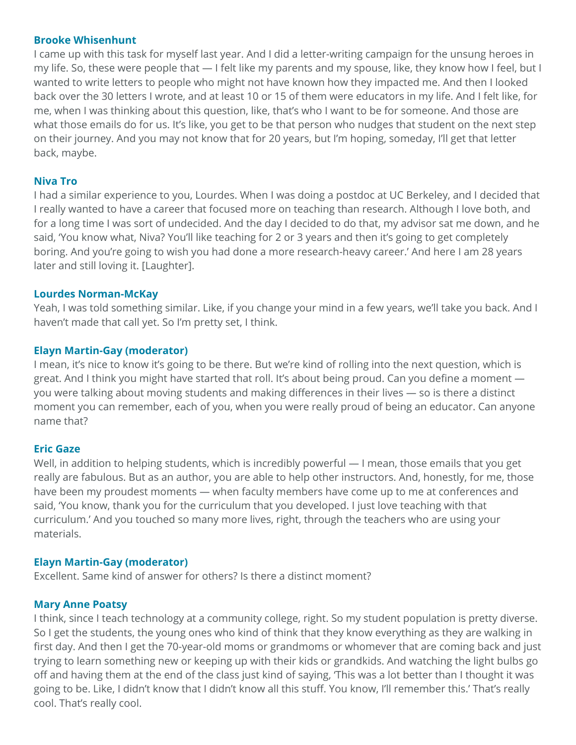**Brooke Whisenhunt**

I came up with this task for myself last year. And I did a letter-writing campaign for the unsung heroes in my life. So, these were people that — I felt like my parents and my spouse, like, they know how I feel, but I wanted to write letters to people who might not have known how they impacted me. And then I looked back over the 30 letters I wrote, and at least 10 or 15 of them were educators in my life. And I felt like, for me, when I was thinking about this question, like, that's who I want to be for someone. And those are what those emails do for us. It's like, you get to be that person who nudges that student on the next step on their journey. And you may not know that for 20 years, but I'm hoping, someday, I'll get that letter back, maybe.

**Niva Tro**

I had a similar experience to you, Lourdes. When I was doing a postdoc at UC Berkeley, and I decided that I really wanted to have a career that focused more on teaching than research. Although I love both, and for a long time I was sort of undecided. And the day I decided to do that, my advisor sat me down, and he said, 'You know what, Niva? You'll like teaching for 2 or 3 years and then it's going to get completely boring. And you're going to wish you had done a more research-heavy career.' And here I am 28 years later and still loving it. [Laughter].

**Lourdes Norman-McKay**

Yeah, I was told something similar. Like, if you change your mind in a few years, we'll take you back. And I haven't made that call yet. So I'm pretty set, I think.

**Elayn Martin-Gay (moderator)**

I mean, it's nice to know it's going to be there. But we're kind of rolling into the next question, which is great. And I think you might have started that roll. It's about being proud. Can you define a moment — you were talking about moving students and making differences in their lives — so is there a distinct moment you can remember, each of you, when you were really proud of being an educator. Can anyone name that?

**Eric Gaze**

Well, in addition to helping students, which is incredibly powerful — I mean, those emails that you get really are fabulous. But as an author, you are able to help other instructors. And, honestly, for me, those have been my proudest moments — when faculty members have come up to me at conferences and said, 'You know, thank you for the curriculum that you developed. I just love teaching with that curriculum.' And you touched so many more lives, right, through the teachers who are using your materials.

**Elayn Martin-Gay (moderator)**

Excellent. Same kind of answer for others? Is there a distinct moment?

**Mary Anne Poatsy**

I think, since I teach technology at a community college, right. So my student population is pretty diverse. So I get the students, the young ones who kind of think that they know everything as they are walking in first day. And then I get the 70-year-old moms or grandmoms or whomever that are coming back and just trying to learn something new or keeping up with their kids or grandkids. And watching the light bulbs go off and having them at the end of the class just kind of saying, 'This was a lot better than I thought it was going to be. Like, I didn't know that I didn't know all this stuff. You know, I'll remember this.' That's really cool. That's really cool.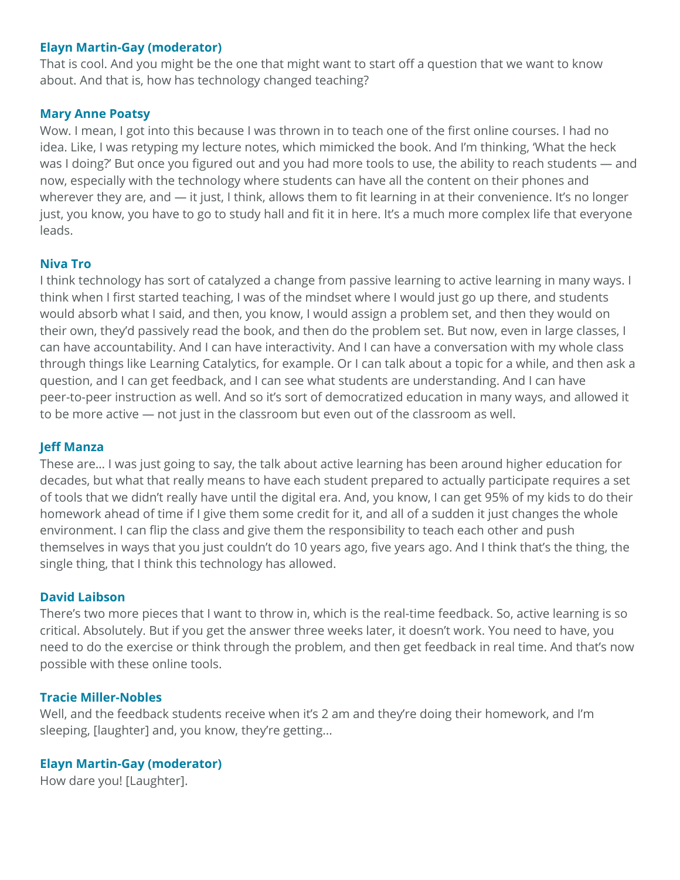**Elayn Martin-Gay (moderator)**
That is cool. And you might be the one that might want to start off a question that we want to know about. And that is, how has technology changed teaching?

**Mary Anne Poatsy**
Wow. I mean, I got into this because I was thrown in to teach one of the first online courses. I had no idea. Like, I was retyping my lecture notes, which mimicked the book. And I'm thinking, 'What the heck was I doing?' But once you figured out and you had more tools to use, the ability to reach students — and now, especially with the technology where students can have all the content on their phones and wherever they are, and — it just, I think, allows them to fit learning in at their convenience. It's no longer just, you know, you have to go to study hall and fit it in here. It's a much more complex life that everyone leads.

**Niva Tro**
I think technology has sort of catalyzed a change from passive learning to active learning in many ways. I think when I first started teaching, I was of the mindset where I would just go up there, and students would absorb what I said, and then, you know, I would assign a problem set, and then they would on their own, they'd passively read the book, and then do the problem set. But now, even in large classes, I can have accountability. And I can have interactivity. And I can have a conversation with my whole class through things like Learning Catalytics, for example. Or I can talk about a topic for a while, and then ask a question, and I can get feedback, and I can see what students are understanding. And I can have peer-to-peer instruction as well. And so it's sort of democratized education in many ways, and allowed it to be more active — not just in the classroom but even out of the classroom as well.

**Jeff Manza**
These are... I was just going to say, the talk about active learning has been around higher education for decades, but what that really means to have each student prepared to actually participate requires a set of tools that we didn't really have until the digital era. And, you know, I can get 95% of my kids to do their homework ahead of time if I give them some credit for it, and all of a sudden it just changes the whole environment. I can flip the class and give them the responsibility to teach each other and push themselves in ways that you just couldn't do 10 years ago, five years ago. And I think that's the thing, the single thing, that I think this technology has allowed.

**David Laibson**
There's two more pieces that I want to throw in, which is the real-time feedback. So, active learning is so critical. Absolutely. But if you get the answer three weeks later, it doesn't work. You need to have, you need to do the exercise or think through the problem, and then get feedback in real time. And that's now possible with these online tools.

**Tracie Miller-Nobles**
Well, and the feedback students receive when it's 2 am and they're doing their homework, and I'm sleeping, [laughter] and, you know, they're getting...

**Elayn Martin-Gay (moderator)**
How dare you! [Laughter].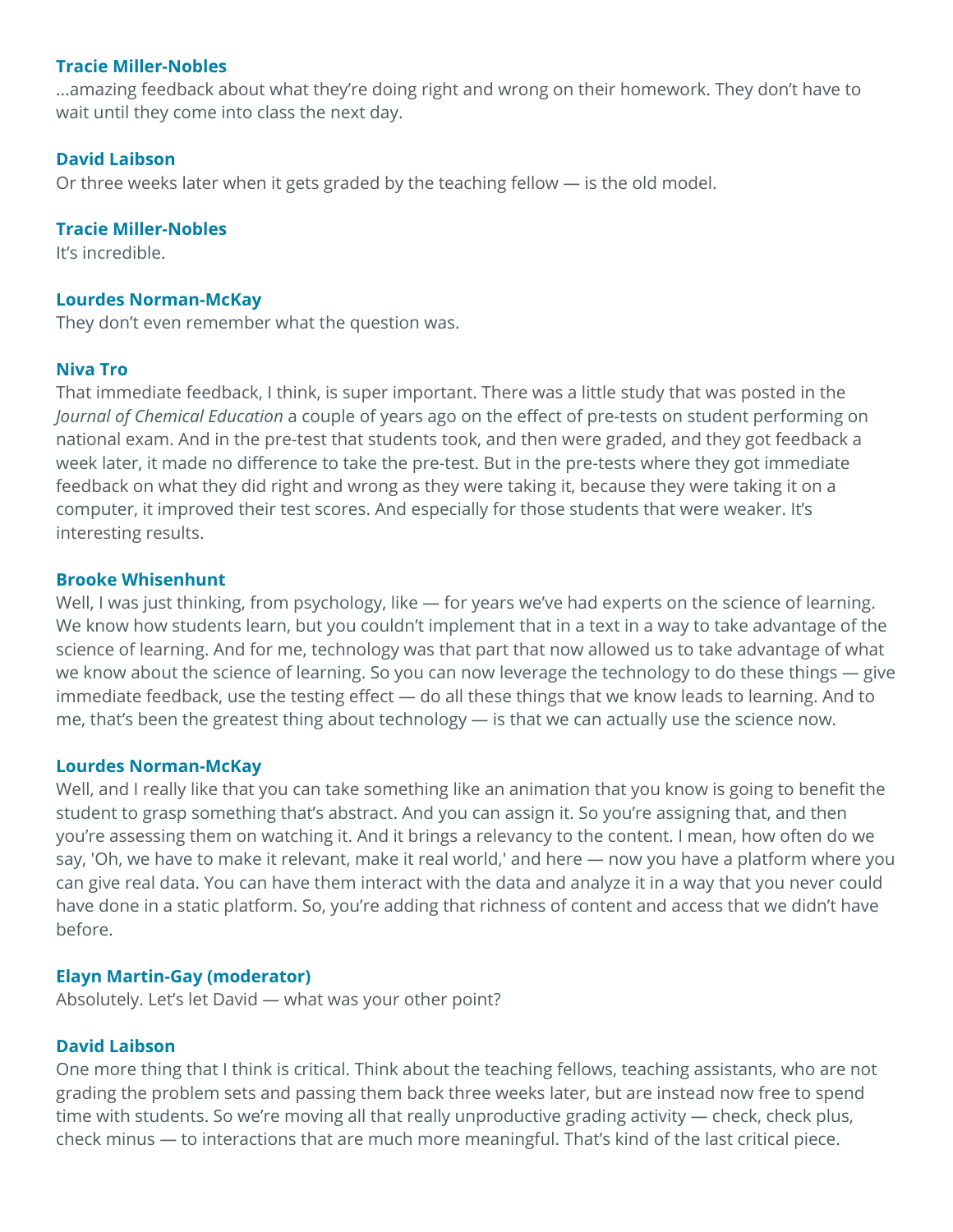**Tracie Miller-Nobles**
...amazing feedback about what they're doing right and wrong on their homework. They don't have to wait until they come into class the next day.

**David Laibson**
Or three weeks later when it gets graded by the teaching fellow — is the old model.

**Tracie Miller-Nobles**
It's incredible.

**Lourdes Norman-McKay**
They don't even remember what the question was.

**Niva Tro**
That immediate feedback, I think, is super important. There was a little study that was posted in the *Journal of Chemical Education* a couple of years ago on the effect of pre-tests on student performing on national exam. And in the pre-test that students took, and then were graded, and they got feedback a week later, it made no difference to take the pre-test. But in the pre-tests where they got immediate feedback on what they did right and wrong as they were taking it, because they were taking it on a computer, it improved their test scores. And especially for those students that were weaker. It's interesting results.

**Brooke Whisenhunt**
Well, I was just thinking, from psychology, like — for years we've had experts on the science of learning. We know how students learn, but you couldn't implement that in a text in a way to take advantage of the science of learning. And for me, technology was that part that now allowed us to take advantage of what we know about the science of learning. So you can now leverage the technology to do these things — give immediate feedback, use the testing effect — do all these things that we know leads to learning. And to me, that's been the greatest thing about technology — is that we can actually use the science now.

**Lourdes Norman-McKay**
Well, and I really like that you can take something like an animation that you know is going to benefit the student to grasp something that's abstract. And you can assign it. So you're assigning that, and then you're assessing them on watching it. And it brings a relevancy to the content. I mean, how often do we say, 'Oh, we have to make it relevant, make it real world,' and here — now you have a platform where you can give real data. You can have them interact with the data and analyze it in a way that you never could have done in a static platform. So, you're adding that richness of content and access that we didn't have before.

**Elayn Martin-Gay (moderator)**
Absolutely. Let's let David — what was your other point?

**David Laibson**
One more thing that I think is critical. Think about the teaching fellows, teaching assistants, who are not grading the problem sets and passing them back three weeks later, but are instead now free to spend time with students. So we're moving all that really unproductive grading activity — check, check plus, check minus — to interactions that are much more meaningful. That's kind of the last critical piece.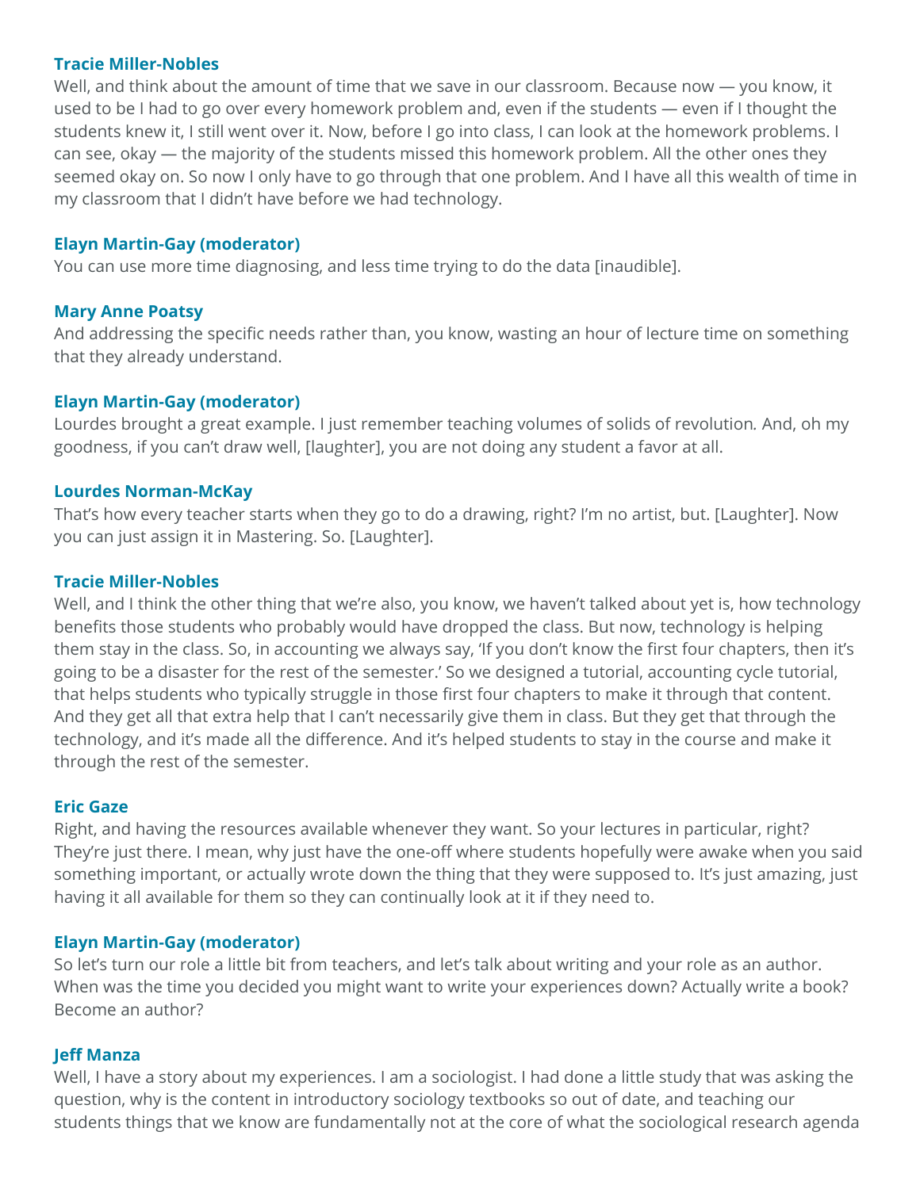**Tracie Miller-Nobles**
Well, and think about the amount of time that we save in our classroom. Because now — you know, it used to be I had to go over every homework problem and, even if the students — even if I thought the students knew it, I still went over it. Now, before I go into class, I can look at the homework problems. I can see, okay — the majority of the students missed this homework problem. All the other ones they seemed okay on. So now I only have to go through that one problem. And I have all this wealth of time in my classroom that I didn't have before we had technology.

**Elayn Martin-Gay (moderator)**
You can use more time diagnosing, and less time trying to do the data [inaudible].

**Mary Anne Poatsy**
And addressing the specific needs rather than, you know, wasting an hour of lecture time on something that they already understand.

**Elayn Martin-Gay (moderator)**
Lourdes brought a great example. I just remember teaching volumes of solids of revolution. And, oh my goodness, if you can't draw well, [laughter], you are not doing any student a favor at all.

**Lourdes Norman-McKay**
That's how every teacher starts when they go to do a drawing, right? I'm no artist, but. [Laughter]. Now you can just assign it in Mastering. So. [Laughter].

**Tracie Miller-Nobles**
Well, and I think the other thing that we're also, you know, we haven't talked about yet is, how technology benefits those students who probably would have dropped the class. But now, technology is helping them stay in the class. So, in accounting we always say, 'If you don't know the first four chapters, then it's going to be a disaster for the rest of the semester.' So we designed a tutorial, accounting cycle tutorial, that helps students who typically struggle in those first four chapters to make it through that content. And they get all that extra help that I can't necessarily give them in class. But they get that through the technology, and it's made all the difference. And it's helped students to stay in the course and make it through the rest of the semester.

**Eric Gaze**
Right, and having the resources available whenever they want. So your lectures in particular, right? They're just there. I mean, why just have the one-off where students hopefully were awake when you said something important, or actually wrote down the thing that they were supposed to. It's just amazing, just having it all available for them so they can continually look at it if they need to.

**Elayn Martin-Gay (moderator)**
So let's turn our role a little bit from teachers, and let's talk about writing and your role as an author. When was the time you decided you might want to write your experiences down? Actually write a book? Become an author?

**Jeff Manza**
Well, I have a story about my experiences. I am a sociologist. I had done a little study that was asking the question, why is the content in introductory sociology textbooks so out of date, and teaching our students things that we know are fundamentally not at the core of what the sociological research agenda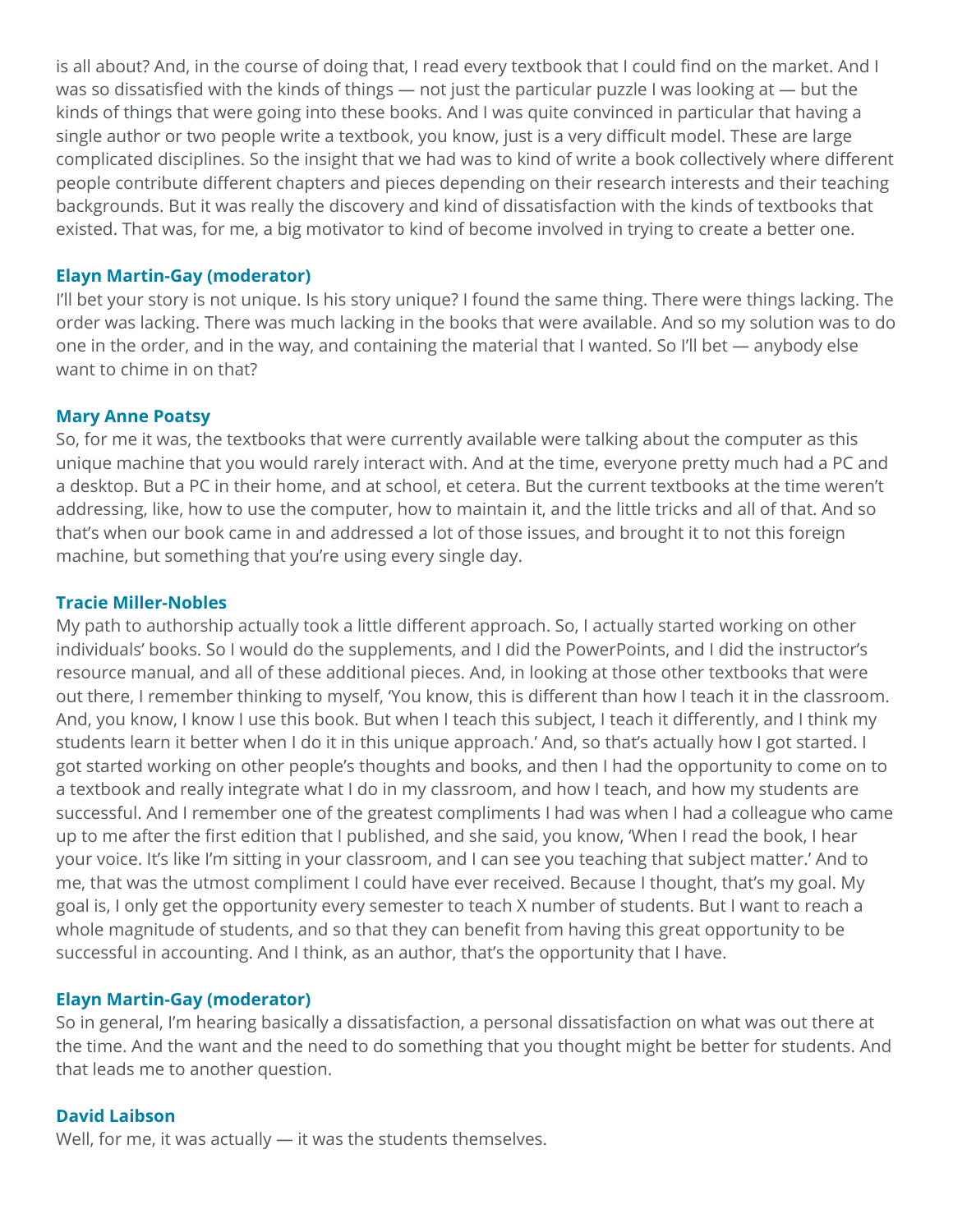is all about? And, in the course of doing that, I read every textbook that I could find on the market. And I was so dissatisfied with the kinds of things — not just the particular puzzle I was looking at — but the kinds of things that were going into these books. And I was quite convinced in particular that having a single author or two people write a textbook, you know, just is a very difficult model. These are large complicated disciplines. So the insight that we had was to kind of write a book collectively where different people contribute different chapters and pieces depending on their research interests and their teaching backgrounds. But it was really the discovery and kind of dissatisfaction with the kinds of textbooks that existed. That was, for me, a big motivator to kind of become involved in trying to create a better one.

**Elayn Martin-Gay (moderator)**
I'll bet your story is not unique. Is his story unique? I found the same thing. There were things lacking. The order was lacking. There was much lacking in the books that were available. And so my solution was to do one in the order, and in the way, and containing the material that I wanted. So I'll bet — anybody else want to chime in on that?

**Mary Anne Poatsy**
So, for me it was, the textbooks that were currently available were talking about the computer as this unique machine that you would rarely interact with. And at the time, everyone pretty much had a PC and a desktop. But a PC in their home, and at school, et cetera. But the current textbooks at the time weren't addressing, like, how to use the computer, how to maintain it, and the little tricks and all of that. And so that's when our book came in and addressed a lot of those issues, and brought it to not this foreign machine, but something that you're using every single day.

**Tracie Miller-Nobles**
My path to authorship actually took a little different approach. So, I actually started working on other individuals' books. So I would do the supplements, and I did the PowerPoints, and I did the instructor's resource manual, and all of these additional pieces. And, in looking at those other textbooks that were out there, I remember thinking to myself, 'You know, this is different than how I teach it in the classroom. And, you know, I know I use this book. But when I teach this subject, I teach it differently, and I think my students learn it better when I do it in this unique approach.' And, so that's actually how I got started. I got started working on other people's thoughts and books, and then I had the opportunity to come on to a textbook and really integrate what I do in my classroom, and how I teach, and how my students are successful. And I remember one of the greatest compliments I had was when I had a colleague who came up to me after the first edition that I published, and she said, you know, 'When I read the book, I hear your voice. It's like I'm sitting in your classroom, and I can see you teaching that subject matter.' And to me, that was the utmost compliment I could have ever received. Because I thought, that's my goal. My goal is, I only get the opportunity every semester to teach X number of students. But I want to reach a whole magnitude of students, and so that they can benefit from having this great opportunity to be successful in accounting. And I think, as an author, that's the opportunity that I have.

**Elayn Martin-Gay (moderator)**
So in general, I'm hearing basically a dissatisfaction, a personal dissatisfaction on what was out there at the time. And the want and the need to do something that you thought might be better for students. And that leads me to another question.

**David Laibson**
Well, for me, it was actually — it was the students themselves.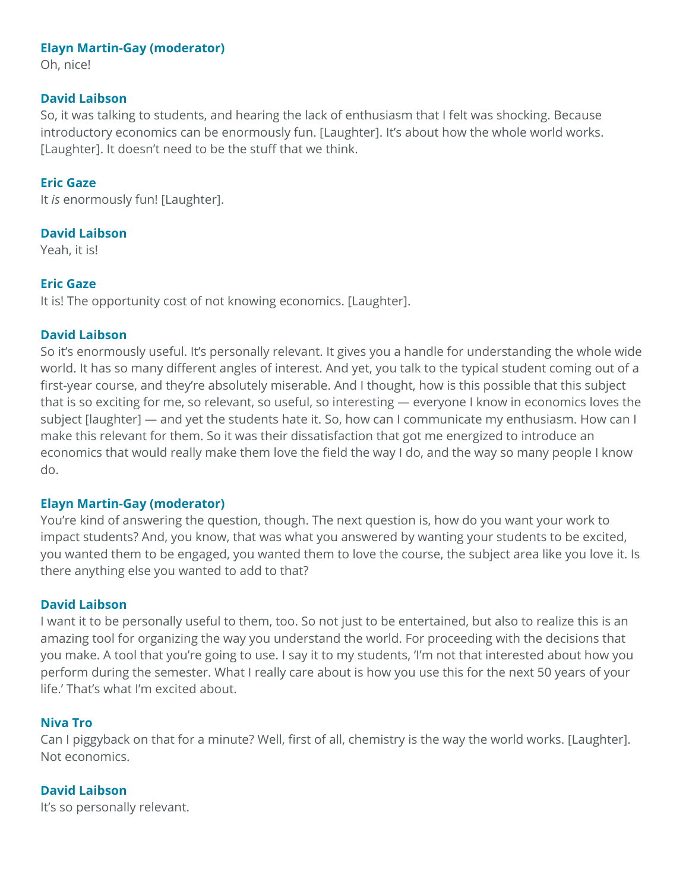**Elayn Martin-Gay (moderator)**
Oh, nice!

**David Laibson**
So, it was talking to students, and hearing the lack of enthusiasm that I felt was shocking. Because introductory economics can be enormously fun. [Laughter]. It's about how the whole world works. [Laughter]. It doesn't need to be the stuff that we think.

**Eric Gaze**
It *is* enormously fun! [Laughter].

**David Laibson**
Yeah, it is!

**Eric Gaze**
It is! The opportunity cost of not knowing economics. [Laughter].

**David Laibson**
So it's enormously useful. It's personally relevant. It gives you a handle for understanding the whole wide world. It has so many different angles of interest. And yet, you talk to the typical student coming out of a first-year course, and they're absolutely miserable. And I thought, how is this possible that this subject that is so exciting for me, so relevant, so useful, so interesting — everyone I know in economics loves the subject [laughter] — and yet the students hate it. So, how can I communicate my enthusiasm. How can I make this relevant for them. So it was their dissatisfaction that got me energized to introduce an economics that would really make them love the field the way I do, and the way so many people I know do.

**Elayn Martin-Gay (moderator)**
You're kind of answering the question, though. The next question is, how do you want your work to impact students? And, you know, that was what you answered by wanting your students to be excited, you wanted them to be engaged, you wanted them to love the course, the subject area like you love it. Is there anything else you wanted to add to that?

**David Laibson**
I want it to be personally useful to them, too. So not just to be entertained, but also to realize this is an amazing tool for organizing the way you understand the world. For proceeding with the decisions that you make. A tool that you're going to use. I say it to my students, 'I'm not that interested about how you perform during the semester. What I really care about is how you use this for the next 50 years of your life.' That's what I'm excited about.

**Niva Tro**
Can I piggyback on that for a minute? Well, first of all, chemistry is the way the world works. [Laughter]. Not economics.

**David Laibson**
It's so personally relevant.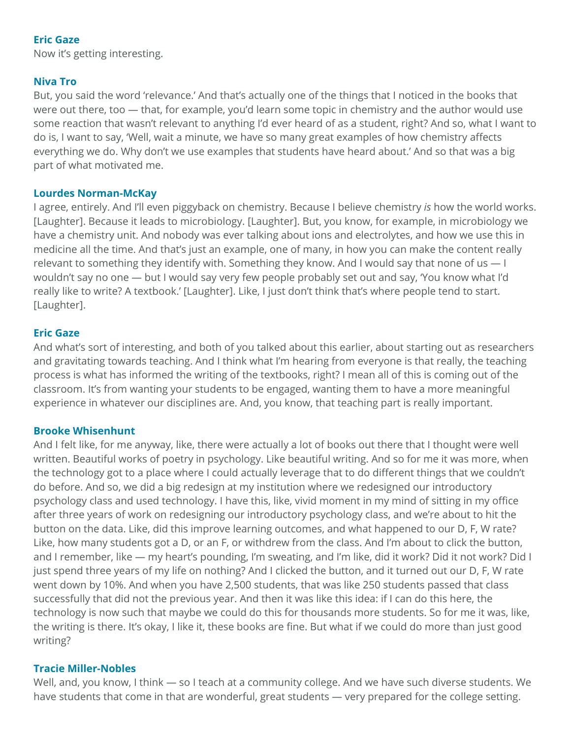**Eric Gaze**
Now it's getting interesting.

**Niva Tro**
But, you said the word 'relevance.' And that's actually one of the things that I noticed in the books that were out there, too — that, for example, you'd learn some topic in chemistry and the author would use some reaction that wasn't relevant to anything I'd ever heard of as a student, right? And so, what I want to do is, I want to say, 'Well, wait a minute, we have so many great examples of how chemistry affects everything we do. Why don't we use examples that students have heard about.' And so that was a big part of what motivated me.

**Lourdes Norman-McKay**
I agree, entirely. And I'll even piggyback on chemistry. Because I believe chemistry *is* how the world works. [Laughter]. Because it leads to microbiology. [Laughter]. But, you know, for example, in microbiology we have a chemistry unit. And nobody was ever talking about ions and electrolytes, and how we use this in medicine all the time. And that's just an example, one of many, in how you can make the content really relevant to something they identify with. Something they know. And I would say that none of us — I wouldn't say no one — but I would say very few people probably set out and say, 'You know what I'd really like to write? A textbook.' [Laughter]. Like, I just don't think that's where people tend to start. [Laughter].

**Eric Gaze**
And what's sort of interesting, and both of you talked about this earlier, about starting out as researchers and gravitating towards teaching. And I think what I'm hearing from everyone is that really, the teaching process is what has informed the writing of the textbooks, right? I mean all of this is coming out of the classroom. It's from wanting your students to be engaged, wanting them to have a more meaningful experience in whatever our disciplines are. And, you know, that teaching part is really important.

**Brooke Whisenhunt**
And I felt like, for me anyway, like, there were actually a lot of books out there that I thought were well written. Beautiful works of poetry in psychology. Like beautiful writing. And so for me it was more, when the technology got to a place where I could actually leverage that to do different things that we couldn't do before. And so, we did a big redesign at my institution where we redesigned our introductory psychology class and used technology. I have this, like, vivid moment in my mind of sitting in my office after three years of work on redesigning our introductory psychology class, and we're about to hit the button on the data. Like, did this improve learning outcomes, and what happened to our D, F, W rate? Like, how many students got a D, or an F, or withdrew from the class. And I'm about to click the button, and I remember, like — my heart's pounding, I'm sweating, and I'm like, did it work? Did it not work? Did I just spend three years of my life on nothing? And I clicked the button, and it turned out our D, F, W rate went down by 10%. And when you have 2,500 students, that was like 250 students passed that class successfully that did not the previous year. And then it was like this idea: if I can do this here, the technology is now such that maybe we could do this for thousands more students. So for me it was, like, the writing is there. It's okay, I like it, these books are fine. But what if we could do more than just good writing?

**Tracie Miller-Nobles**
Well, and, you know, I think — so I teach at a community college. And we have such diverse students. We have students that come in that are wonderful, great students — very prepared for the college setting.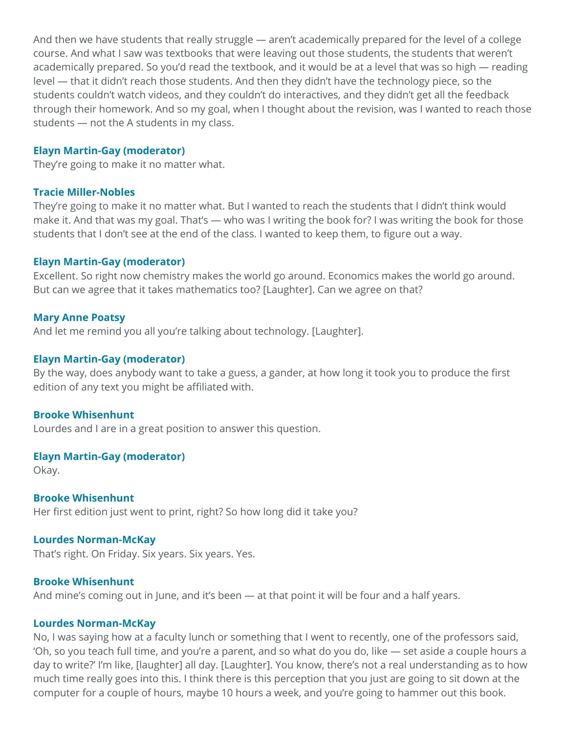And then we have students that really struggle — aren't academically prepared for the level of a college course. And what I saw was textbooks that were leaving out those students, the students that weren't academically prepared. So you'd read the textbook, and it would be at a level that was so high — reading level — that it didn't reach those students. And then they didn't have the technology piece, so the students couldn't watch videos, and they couldn't do interactives, and they didn't get all the feedback through their homework. And so my goal, when I thought about the revision, was I wanted to reach those students — not the A students in my class.

**Elayn Martin-Gay (moderator)**
They're going to make it no matter what.

**Tracie Miller-Nobles**
They're going to make it no matter what. But I wanted to reach the students that I didn't think would make it. And that was my goal. That's — who was I writing the book for? I was writing the book for those students that I don't see at the end of the class. I wanted to keep them, to figure out a way.

**Elayn Martin-Gay (moderator)**
Excellent. So right now chemistry makes the world go around. Economics makes the world go around. But can we agree that it takes mathematics too? [Laughter]. Can we agree on that?

**Mary Anne Poatsy**
And let me remind you all you're talking about technology. [Laughter].

**Elayn Martin-Gay (moderator)**
By the way, does anybody want to take a guess, a gander, at how long it took you to produce the first edition of any text you might be affiliated with.

**Brooke Whisenhunt**
Lourdes and I are in a great position to answer this question.

**Elayn Martin-Gay (moderator)**
Okay.

**Brooke Whisenhunt**
Her first edition just went to print, right? So how long did it take you?

**Lourdes Norman-McKay**
That's right. On Friday. Six years. Six years. Yes.

**Brooke Whisenhunt**
And mine's coming out in June, and it's been — at that point it will be four and a half years.

**Lourdes Norman-McKay**
No, I was saying how at a faculty lunch or something that I went to recently, one of the professors said, 'Oh, so you teach full time, and you're a parent, and so what do you do, like — set aside a couple hours a day to write?' I'm like, [laughter] all day. [Laughter]. You know, there's not a real understanding as to how much time really goes into this. I think there is this perception that you just are going to sit down at the computer for a couple of hours, maybe 10 hours a week, and you're going to hammer out this book.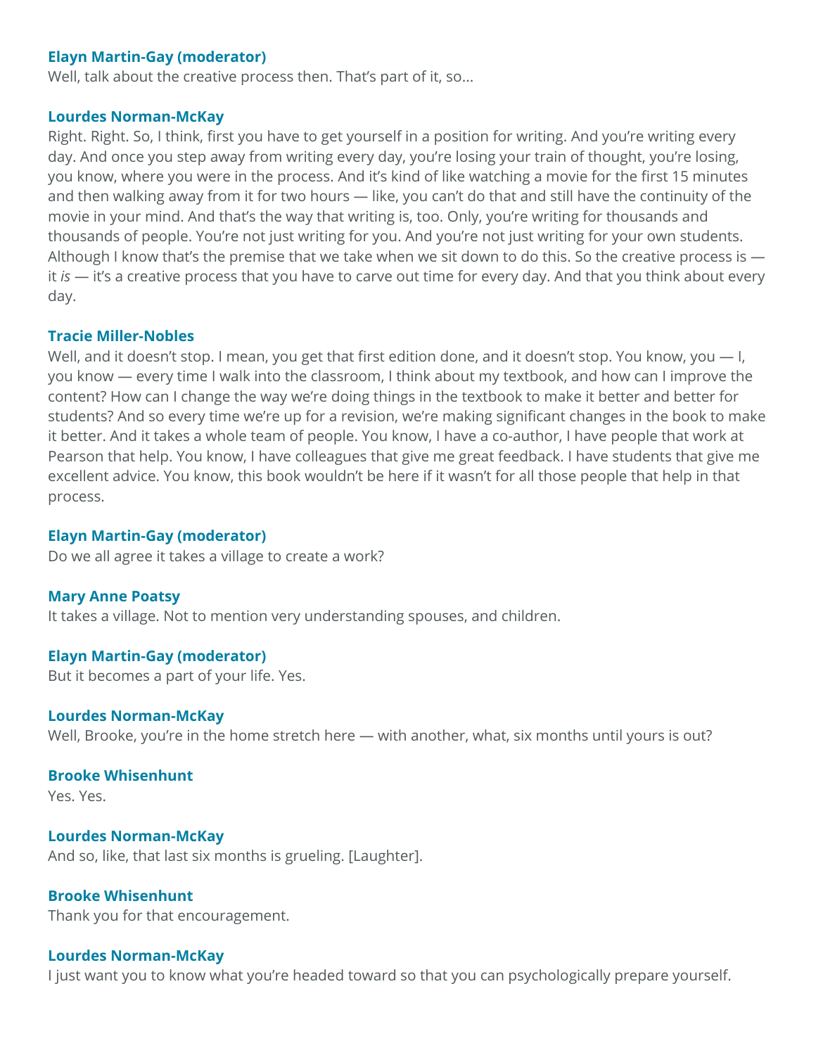**Elayn Martin-Gay (moderator)**
Well, talk about the creative process then. That's part of it, so...

**Lourdes Norman-McKay**
Right. Right. So, I think, first you have to get yourself in a position for writing. And you're writing every day. And once you step away from writing every day, you're losing your train of thought, you're losing, you know, where you were in the process. And it's kind of like watching a movie for the first 15 minutes and then walking away from it for two hours — like, you can't do that and still have the continuity of the movie in your mind. And that's the way that writing is, too. Only, you're writing for thousands and thousands of people. You're not just writing for you. And you're not just writing for your own students. Although I know that's the premise that we take when we sit down to do this. So the creative process is — it *is* — it's a creative process that you have to carve out time for every day. And that you think about every day.

**Tracie Miller-Nobles**
Well, and it doesn't stop. I mean, you get that first edition done, and it doesn't stop. You know, you — I, you know — every time I walk into the classroom, I think about my textbook, and how can I improve the content? How can I change the way we're doing things in the textbook to make it better and better for students? And so every time we're up for a revision, we're making significant changes in the book to make it better. And it takes a whole team of people. You know, I have a co-author, I have people that work at Pearson that help. You know, I have colleagues that give me great feedback. I have students that give me excellent advice. You know, this book wouldn't be here if it wasn't for all those people that help in that process.

**Elayn Martin-Gay (moderator)**
Do we all agree it takes a village to create a work?

**Mary Anne Poatsy**
It takes a village. Not to mention very understanding spouses, and children.

**Elayn Martin-Gay (moderator)**
But it becomes a part of your life. Yes.

**Lourdes Norman-McKay**
Well, Brooke, you're in the home stretch here — with another, what, six months until yours is out?

**Brooke Whisenhunt**
Yes. Yes.

**Lourdes Norman-McKay**
And so, like, that last six months is grueling. [Laughter].

**Brooke Whisenhunt**
Thank you for that encouragement.

**Lourdes Norman-McKay**
I just want you to know what you're headed toward so that you can psychologically prepare yourself.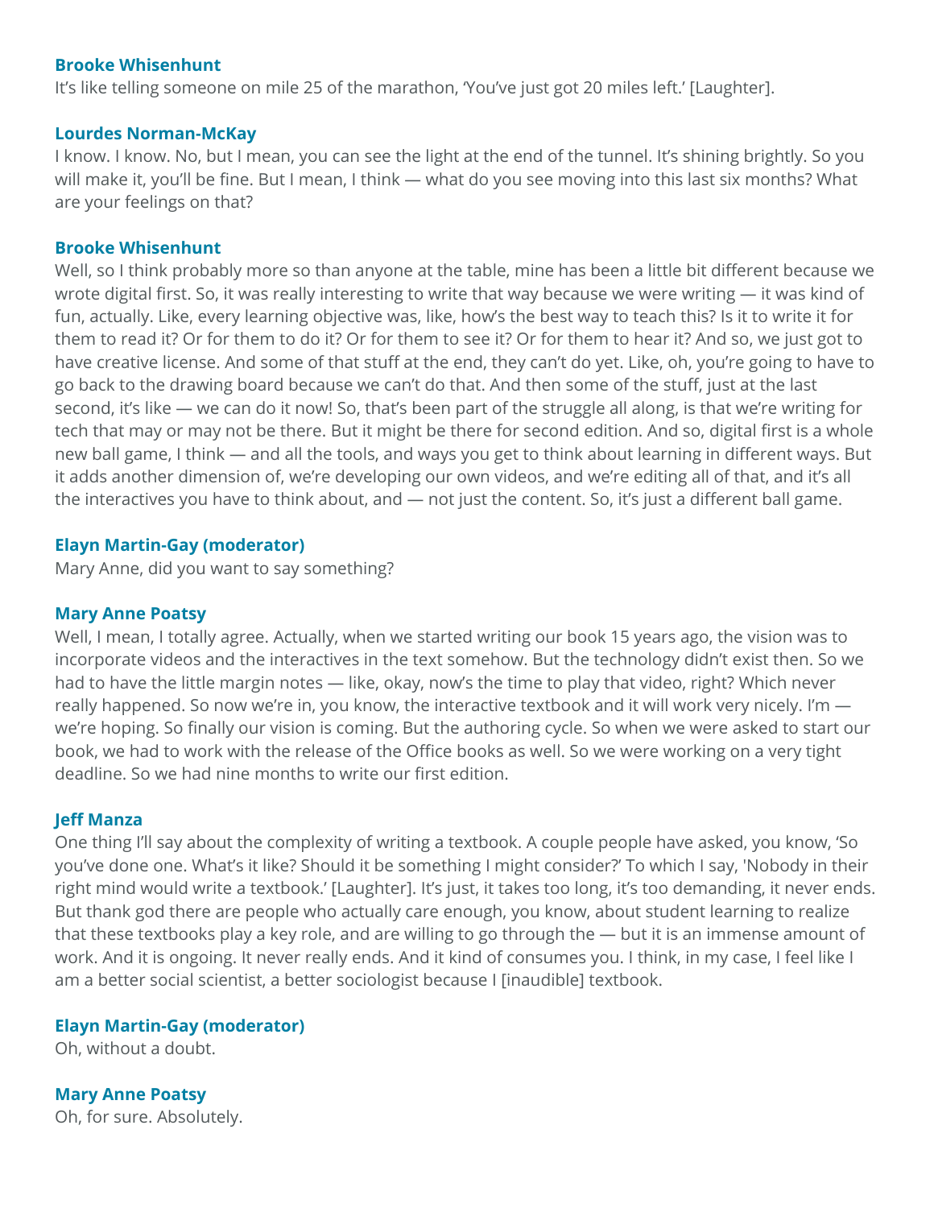**Brooke Whisenhunt**
It's like telling someone on mile 25 of the marathon, 'You've just got 20 miles left.' [Laughter].

**Lourdes Norman-McKay**
I know. I know. No, but I mean, you can see the light at the end of the tunnel. It's shining brightly. So you will make it, you'll be fine. But I mean, I think — what do you see moving into this last six months? What are your feelings on that?

**Brooke Whisenhunt**
Well, so I think probably more so than anyone at the table, mine has been a little bit different because we wrote digital first. So, it was really interesting to write that way because we were writing — it was kind of fun, actually. Like, every learning objective was, like, how's the best way to teach this? Is it to write it for them to read it? Or for them to do it? Or for them to see it? Or for them to hear it? And so, we just got to have creative license. And some of that stuff at the end, they can't do yet. Like, oh, you're going to have to go back to the drawing board because we can't do that. And then some of the stuff, just at the last second, it's like — we can do it now! So, that's been part of the struggle all along, is that we're writing for tech that may or may not be there. But it might be there for second edition. And so, digital first is a whole new ball game, I think — and all the tools, and ways you get to think about learning in different ways. But it adds another dimension of, we're developing our own videos, and we're editing all of that, and it's all the interactives you have to think about, and — not just the content. So, it's just a different ball game.

**Elayn Martin-Gay (moderator)**
Mary Anne, did you want to say something?

**Mary Anne Poatsy**
Well, I mean, I totally agree. Actually, when we started writing our book 15 years ago, the vision was to incorporate videos and the interactives in the text somehow. But the technology didn't exist then. So we had to have the little margin notes — like, okay, now's the time to play that video, right? Which never really happened. So now we're in, you know, the interactive textbook and it will work very nicely. I'm — we're hoping. So finally our vision is coming. But the authoring cycle. So when we were asked to start our book, we had to work with the release of the Office books as well. So we were working on a very tight deadline. So we had nine months to write our first edition.

**Jeff Manza**
One thing I'll say about the complexity of writing a textbook. A couple people have asked, you know, 'So you've done one. What's it like? Should it be something I might consider?' To which I say, 'Nobody in their right mind would write a textbook.' [Laughter]. It's just, it takes too long, it's too demanding, it never ends. But thank god there are people who actually care enough, you know, about student learning to realize that these textbooks play a key role, and are willing to go through the — but it is an immense amount of work. And it is ongoing. It never really ends. And it kind of consumes you. I think, in my case, I feel like I am a better social scientist, a better sociologist because I [inaudible] textbook.

**Elayn Martin-Gay (moderator)**
Oh, without a doubt.

**Mary Anne Poatsy**
Oh, for sure. Absolutely.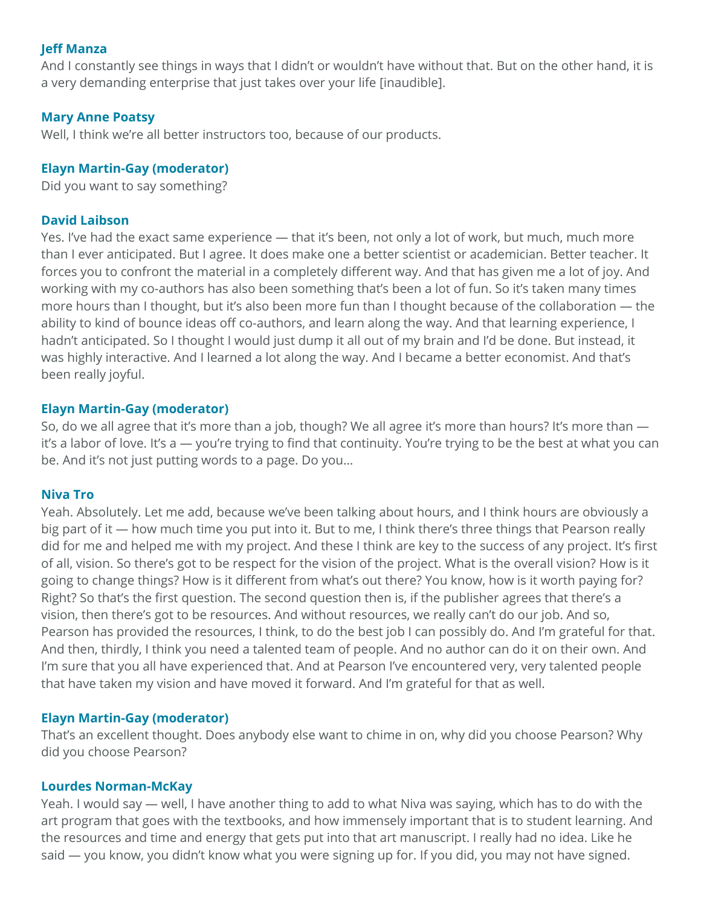**Jeff Manza**

And I constantly see things in ways that I didn't or wouldn't have without that. But on the other hand, it is a very demanding enterprise that just takes over your life [inaudible].

**Mary Anne Poatsy**

Well, I think we're all better instructors too, because of our products.

**Elayn Martin-Gay (moderator)**

Did you want to say something?

**David Laibson**

Yes. I've had the exact same experience — that it's been, not only a lot of work, but much, much more than I ever anticipated. But I agree. It does make one a better scientist or academician. Better teacher. It forces you to confront the material in a completely different way. And that has given me a lot of joy. And working with my co-authors has also been something that's been a lot of fun. So it's taken many times more hours than I thought, but it's also been more fun than I thought because of the collaboration — the ability to kind of bounce ideas off co-authors, and learn along the way. And that learning experience, I hadn't anticipated. So I thought I would just dump it all out of my brain and I'd be done. But instead, it was highly interactive. And I learned a lot along the way. And I became a better economist. And that's been really joyful.

**Elayn Martin-Gay (moderator)**

So, do we all agree that it's more than a job, though? We all agree it's more than hours? It's more than — it's a labor of love. It's a — you're trying to find that continuity. You're trying to be the best at what you can be. And it's not just putting words to a page. Do you...

**Niva Tro**

Yeah. Absolutely. Let me add, because we've been talking about hours, and I think hours are obviously a big part of it — how much time you put into it. But to me, I think there's three things that Pearson really did for me and helped me with my project. And these I think are key to the success of any project. It's first of all, vision. So there's got to be respect for the vision of the project. What is the overall vision? How is it going to change things? How is it different from what's out there? You know, how is it worth paying for? Right? So that's the first question. The second question then is, if the publisher agrees that there's a vision, then there's got to be resources. And without resources, we really can't do our job. And so, Pearson has provided the resources, I think, to do the best job I can possibly do. And I'm grateful for that. And then, thirdly, I think you need a talented team of people. And no author can do it on their own. And I'm sure that you all have experienced that. And at Pearson I've encountered very, very talented people that have taken my vision and have moved it forward. And I'm grateful for that as well.

**Elayn Martin-Gay (moderator)**

That's an excellent thought. Does anybody else want to chime in on, why did you choose Pearson? Why did you choose Pearson?

**Lourdes Norman-McKay**

Yeah. I would say — well, I have another thing to add to what Niva was saying, which has to do with the art program that goes with the textbooks, and how immensely important that is to student learning. And the resources and time and energy that gets put into that art manuscript. I really had no idea. Like he said — you know, you didn't know what you were signing up for. If you did, you may not have signed.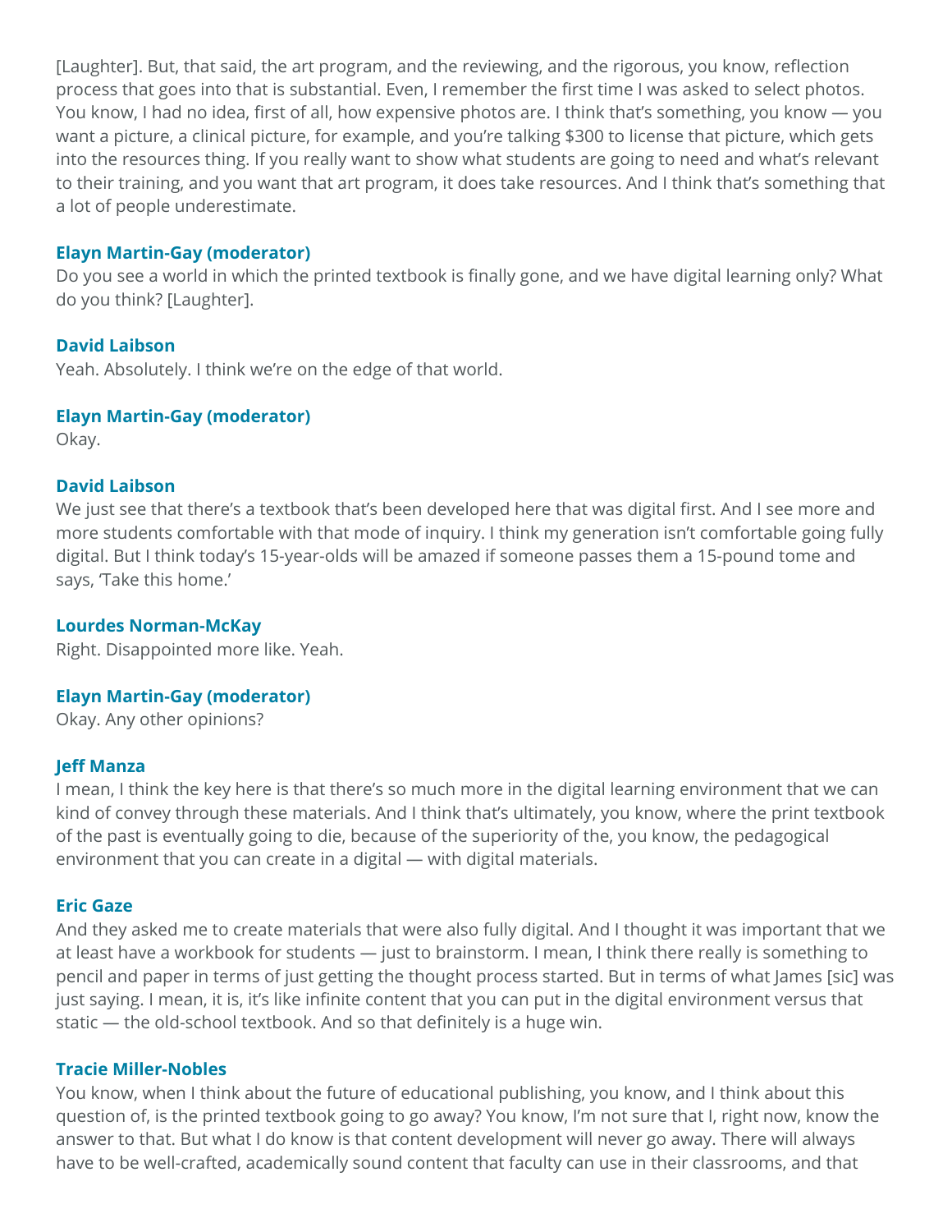[Laughter]. But, that said, the art program, and the reviewing, and the rigorous, you know, reflection process that goes into that is substantial. Even, I remember the first time I was asked to select photos. You know, I had no idea, first of all, how expensive photos are. I think that's something, you know — you want a picture, a clinical picture, for example, and you're talking $300 to license that picture, which gets into the resources thing. If you really want to show what students are going to need and what's relevant to their training, and you want that art program, it does take resources. And I think that's something that a lot of people underestimate.

**Elayn Martin-Gay (moderator)**
Do you see a world in which the printed textbook is finally gone, and we have digital learning only? What do you think? [Laughter].

**David Laibson**
Yeah. Absolutely. I think we're on the edge of that world.

**Elayn Martin-Gay (moderator)**
Okay.

**David Laibson**
We just see that there's a textbook that's been developed here that was digital first. And I see more and more students comfortable with that mode of inquiry. I think my generation isn't comfortable going fully digital. But I think today's 15-year-olds will be amazed if someone passes them a 15-pound tome and says, 'Take this home.'

**Lourdes Norman-McKay**
Right. Disappointed more like. Yeah.

**Elayn Martin-Gay (moderator)**
Okay. Any other opinions?

**Jeff Manza**
I mean, I think the key here is that there's so much more in the digital learning environment that we can kind of convey through these materials. And I think that's ultimately, you know, where the print textbook of the past is eventually going to die, because of the superiority of the, you know, the pedagogical environment that you can create in a digital — with digital materials.

**Eric Gaze**
And they asked me to create materials that were also fully digital. And I thought it was important that we at least have a workbook for students — just to brainstorm. I mean, I think there really is something to pencil and paper in terms of just getting the thought process started. But in terms of what James [sic] was just saying. I mean, it is, it's like infinite content that you can put in the digital environment versus that static — the old-school textbook. And so that definitely is a huge win.

**Tracie Miller-Nobles**
You know, when I think about the future of educational publishing, you know, and I think about this question of, is the printed textbook going to go away? You know, I'm not sure that I, right now, know the answer to that. But what I do know is that content development will never go away. There will always have to be well-crafted, academically sound content that faculty can use in their classrooms, and that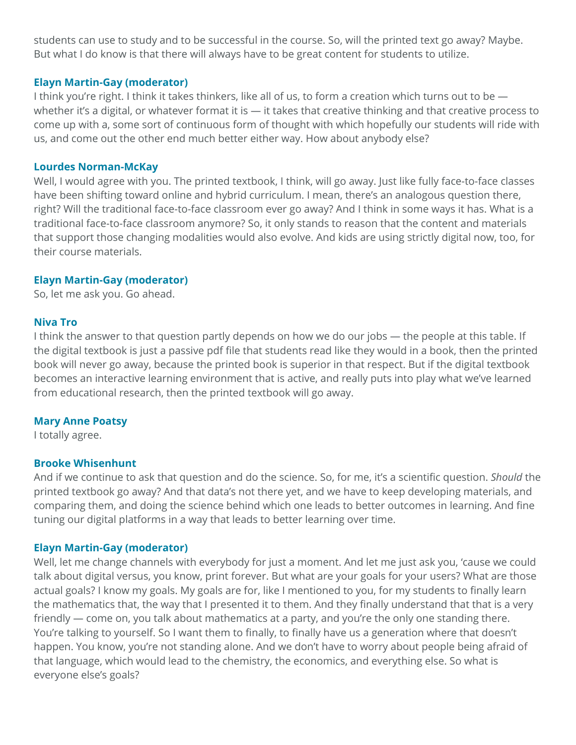students can use to study and to be successful in the course. So, will the printed text go away? Maybe. But what I do know is that there will always have to be great content for students to utilize.

**Elayn Martin-Gay (moderator)**
I think you're right. I think it takes thinkers, like all of us, to form a creation which turns out to be — whether it's a digital, or whatever format it is — it takes that creative thinking and that creative process to come up with a, some sort of continuous form of thought with which hopefully our students will ride with us, and come out the other end much better either way. How about anybody else?

**Lourdes Norman-McKay**
Well, I would agree with you. The printed textbook, I think, will go away. Just like fully face-to-face classes have been shifting toward online and hybrid curriculum. I mean, there's an analogous question there, right? Will the traditional face-to-face classroom ever go away? And I think in some ways it has. What is a traditional face-to-face classroom anymore? So, it only stands to reason that the content and materials that support those changing modalities would also evolve. And kids are using strictly digital now, too, for their course materials.

**Elayn Martin-Gay (moderator)**
So, let me ask you. Go ahead.

**Niva Tro**
I think the answer to that question partly depends on how we do our jobs — the people at this table. If the digital textbook is just a passive pdf file that students read like they would in a book, then the printed book will never go away, because the printed book is superior in that respect. But if the digital textbook becomes an interactive learning environment that is active, and really puts into play what we've learned from educational research, then the printed textbook will go away.

**Mary Anne Poatsy**
I totally agree.

**Brooke Whisenhunt**
And if we continue to ask that question and do the science. So, for me, it's a scientific question. *Should* the printed textbook go away? And that data's not there yet, and we have to keep developing materials, and comparing them, and doing the science behind which one leads to better outcomes in learning. And fine tuning our digital platforms in a way that leads to better learning over time.

**Elayn Martin-Gay (moderator)**
Well, let me change channels with everybody for just a moment. And let me just ask you, 'cause we could talk about digital versus, you know, print forever. But what are your goals for your users? What are those actual goals? I know my goals. My goals are for, like I mentioned to you, for my students to finally learn the mathematics that, the way that I presented it to them. And they finally understand that that is a very friendly — come on, you talk about mathematics at a party, and you're the only one standing there. You're talking to yourself. So I want them to finally, to finally have us a generation where that doesn't happen. You know, you're not standing alone. And we don't have to worry about people being afraid of that language, which would lead to the chemistry, the economics, and everything else. So what is everyone else's goals?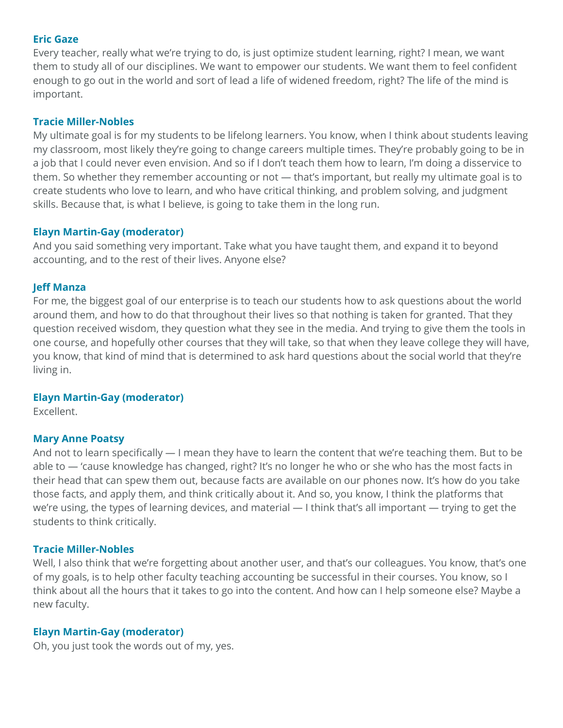**Eric Gaze**
Every teacher, really what we're trying to do, is just optimize student learning, right? I mean, we want them to study all of our disciplines. We want to empower our students. We want them to feel confident enough to go out in the world and sort of lead a life of widened freedom, right? The life of the mind is important.

**Tracie Miller-Nobles**
My ultimate goal is for my students to be lifelong learners. You know, when I think about students leaving my classroom, most likely they're going to change careers multiple times. They're probably going to be in a job that I could never even envision. And so if I don't teach them how to learn, I'm doing a disservice to them. So whether they remember accounting or not — that's important, but really my ultimate goal is to create students who love to learn, and who have critical thinking, and problem solving, and judgment skills. Because that, is what I believe, is going to take them in the long run.

**Elayn Martin-Gay (moderator)**
And you said something very important. Take what you have taught them, and expand it to beyond accounting, and to the rest of their lives. Anyone else?

**Jeff Manza**
For me, the biggest goal of our enterprise is to teach our students how to ask questions about the world around them, and how to do that throughout their lives so that nothing is taken for granted. That they question received wisdom, they question what they see in the media. And trying to give them the tools in one course, and hopefully other courses that they will take, so that when they leave college they will have, you know, that kind of mind that is determined to ask hard questions about the social world that they're living in.

**Elayn Martin-Gay (moderator)**
Excellent.

**Mary Anne Poatsy**
And not to learn specifically — I mean they have to learn the content that we're teaching them. But to be able to — 'cause knowledge has changed, right? It's no longer he who or she who has the most facts in their head that can spew them out, because facts are available on our phones now. It's how do you take those facts, and apply them, and think critically about it. And so, you know, I think the platforms that we're using, the types of learning devices, and material — I think that's all important — trying to get the students to think critically.

**Tracie Miller-Nobles**
Well, I also think that we're forgetting about another user, and that's our colleagues. You know, that's one of my goals, is to help other faculty teaching accounting be successful in their courses. You know, so I think about all the hours that it takes to go into the content. And how can I help someone else? Maybe a new faculty.

**Elayn Martin-Gay (moderator)**
Oh, you just took the words out of my, yes.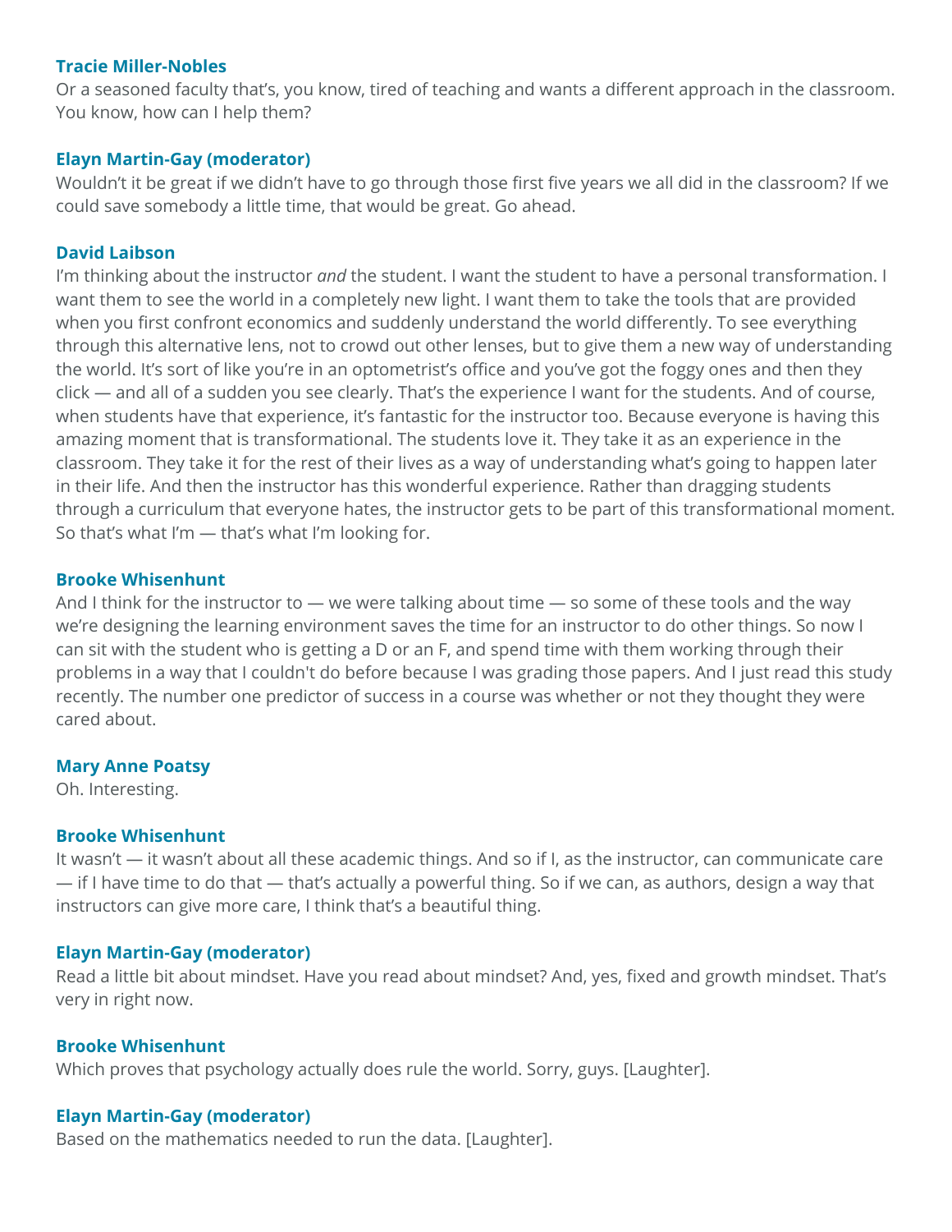**Tracie Miller-Nobles**
Or a seasoned faculty that's, you know, tired of teaching and wants a different approach in the classroom. You know, how can I help them?

**Elayn Martin-Gay (moderator)**
Wouldn't it be great if we didn't have to go through those first five years we all did in the classroom? If we could save somebody a little time, that would be great. Go ahead.

**David Laibson**
I'm thinking about the instructor *and* the student. I want the student to have a personal transformation. I want them to see the world in a completely new light. I want them to take the tools that are provided when you first confront economics and suddenly understand the world differently. To see everything through this alternative lens, not to crowd out other lenses, but to give them a new way of understanding the world. It's sort of like you're in an optometrist's office and you've got the foggy ones and then they click — and all of a sudden you see clearly. That's the experience I want for the students. And of course, when students have that experience, it's fantastic for the instructor too. Because everyone is having this amazing moment that is transformational. The students love it. They take it as an experience in the classroom. They take it for the rest of their lives as a way of understanding what's going to happen later in their life. And then the instructor has this wonderful experience. Rather than dragging students through a curriculum that everyone hates, the instructor gets to be part of this transformational moment. So that's what I'm — that's what I'm looking for.

**Brooke Whisenhunt**
And I think for the instructor to — we were talking about time — so some of these tools and the way we're designing the learning environment saves the time for an instructor to do other things. So now I can sit with the student who is getting a D or an F, and spend time with them working through their problems in a way that I couldn't do before because I was grading those papers. And I just read this study recently. The number one predictor of success in a course was whether or not they thought they were cared about.

**Mary Anne Poatsy**
Oh. Interesting.

**Brooke Whisenhunt**
It wasn't — it wasn't about all these academic things. And so if I, as the instructor, can communicate care — if I have time to do that — that's actually a powerful thing. So if we can, as authors, design a way that instructors can give more care, I think that's a beautiful thing.

**Elayn Martin-Gay (moderator)**
Read a little bit about mindset. Have you read about mindset? And, yes, fixed and growth mindset. That's very in right now.

**Brooke Whisenhunt**
Which proves that psychology actually does rule the world. Sorry, guys. [Laughter].

**Elayn Martin-Gay (moderator)**
Based on the mathematics needed to run the data. [Laughter].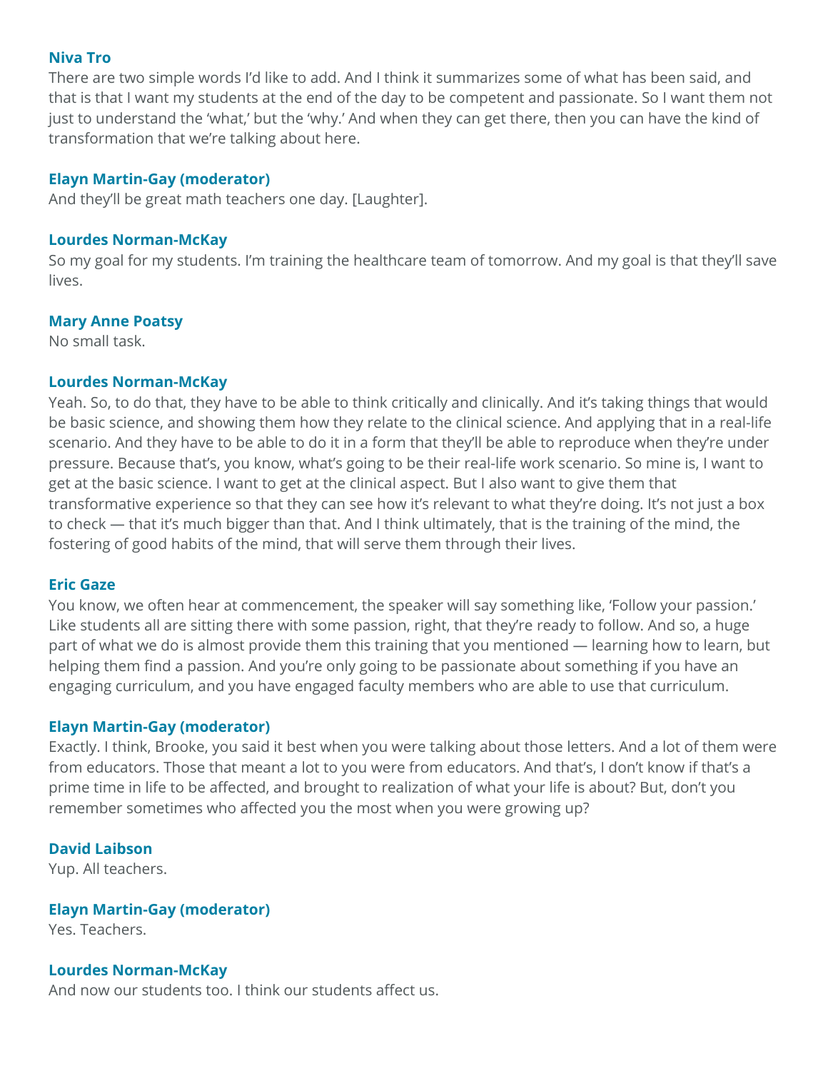**Niva Tro**
There are two simple words I'd like to add. And I think it summarizes some of what has been said, and that is that I want my students at the end of the day to be competent and passionate. So I want them not just to understand the 'what,' but the 'why.' And when they can get there, then you can have the kind of transformation that we're talking about here.

**Elayn Martin-Gay (moderator)**
And they'll be great math teachers one day. [Laughter].

**Lourdes Norman-McKay**
So my goal for my students. I'm training the healthcare team of tomorrow. And my goal is that they'll save lives.

**Mary Anne Poatsy**
No small task.

**Lourdes Norman-McKay**
Yeah. So, to do that, they have to be able to think critically and clinically. And it's taking things that would be basic science, and showing them how they relate to the clinical science. And applying that in a real-life scenario. And they have to be able to do it in a form that they'll be able to reproduce when they're under pressure. Because that's, you know, what's going to be their real-life work scenario. So mine is, I want to get at the basic science. I want to get at the clinical aspect. But I also want to give them that transformative experience so that they can see how it's relevant to what they're doing. It's not just a box to check — that it's much bigger than that. And I think ultimately, that is the training of the mind, the fostering of good habits of the mind, that will serve them through their lives.

**Eric Gaze**
You know, we often hear at commencement, the speaker will say something like, 'Follow your passion.' Like students all are sitting there with some passion, right, that they're ready to follow. And so, a huge part of what we do is almost provide them this training that you mentioned — learning how to learn, but helping them find a passion. And you're only going to be passionate about something if you have an engaging curriculum, and you have engaged faculty members who are able to use that curriculum.

**Elayn Martin-Gay (moderator)**
Exactly. I think, Brooke, you said it best when you were talking about those letters. And a lot of them were from educators. Those that meant a lot to you were from educators. And that's, I don't know if that's a prime time in life to be affected, and brought to realization of what your life is about? But, don't you remember sometimes who affected you the most when you were growing up?

**David Laibson**
Yup. All teachers.

**Elayn Martin-Gay (moderator)**
Yes. Teachers.

**Lourdes Norman-McKay**
And now our students too. I think our students affect us.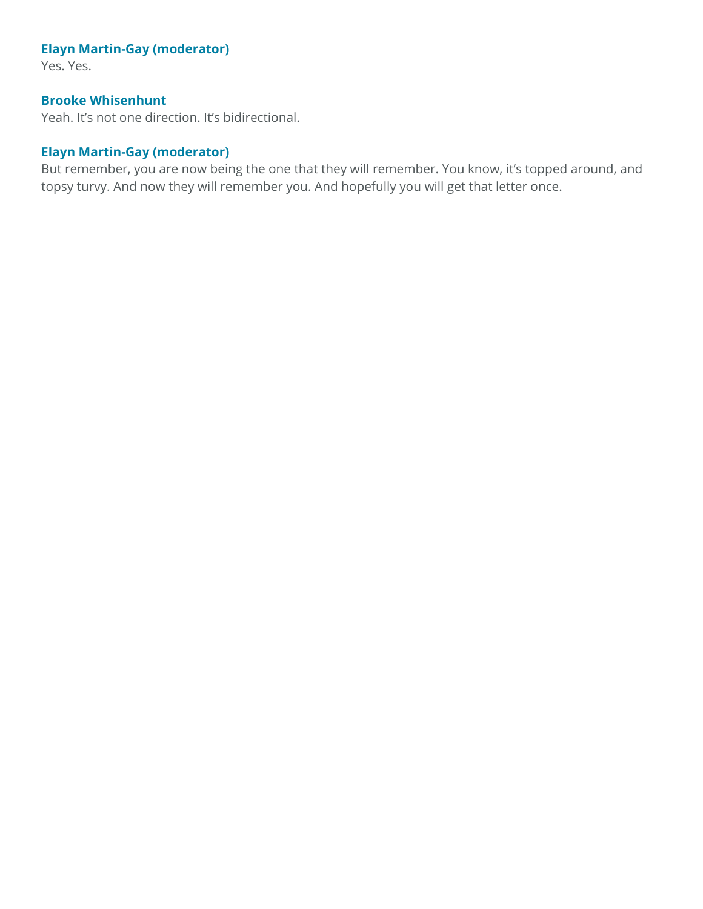**Elayn Martin-Gay (moderator)**
Yes. Yes.

**Brooke Whisenhunt**
Yeah. It's not one direction. It's bidirectional.

**Elayn Martin-Gay (moderator)**
But remember, you are now being the one that they will remember. You know, it's topped around, and topsy turvy. And now they will remember you. And hopefully you will get that letter once.